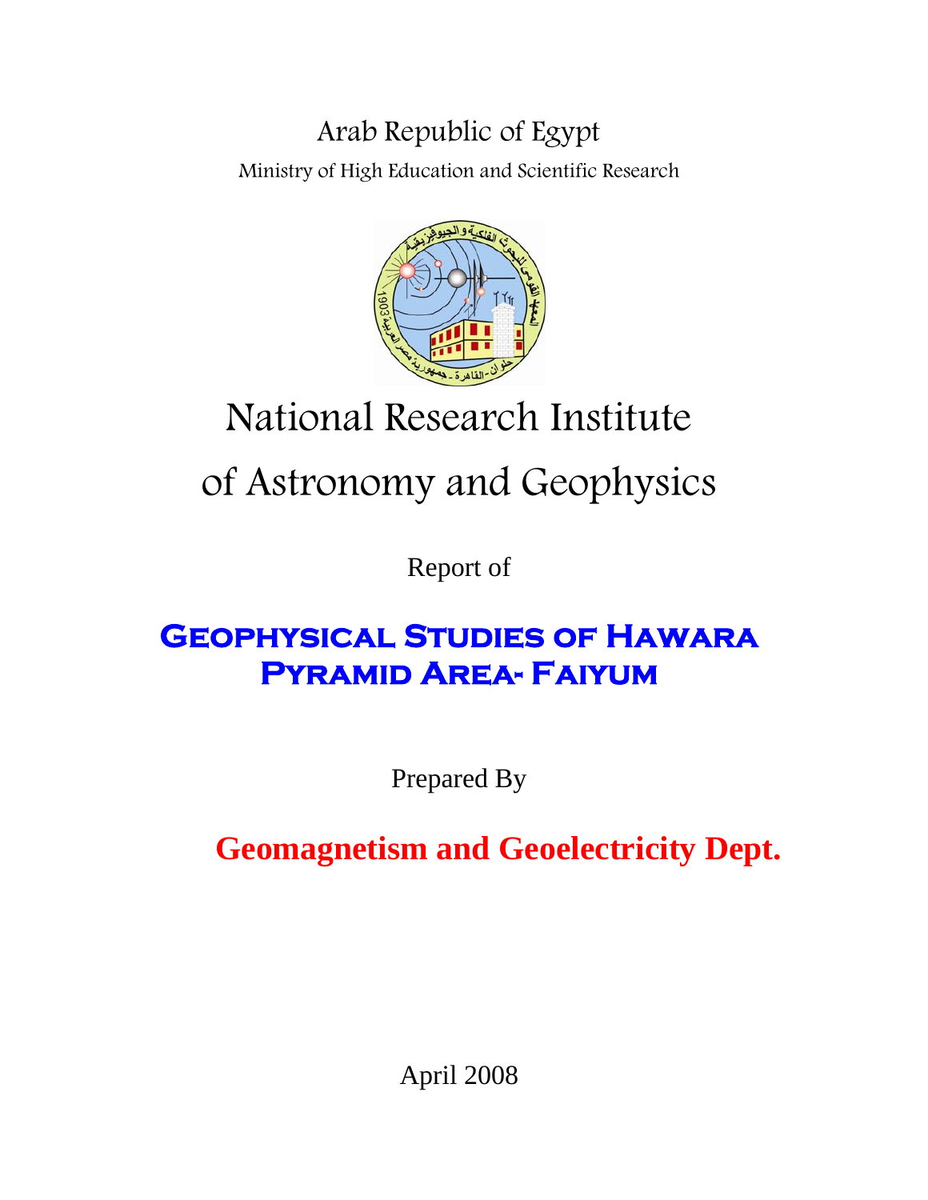Arab Republic of Egypt

Ministry of High Education and Scientific Research

# National Research Institute of Astronomy and Geophysics

Report of

## Geophysical Studies of Hawara Pyramid Area- Faiyum

Prepared By

**Geomagnetism and Geoelectricity Dept.**

April 2008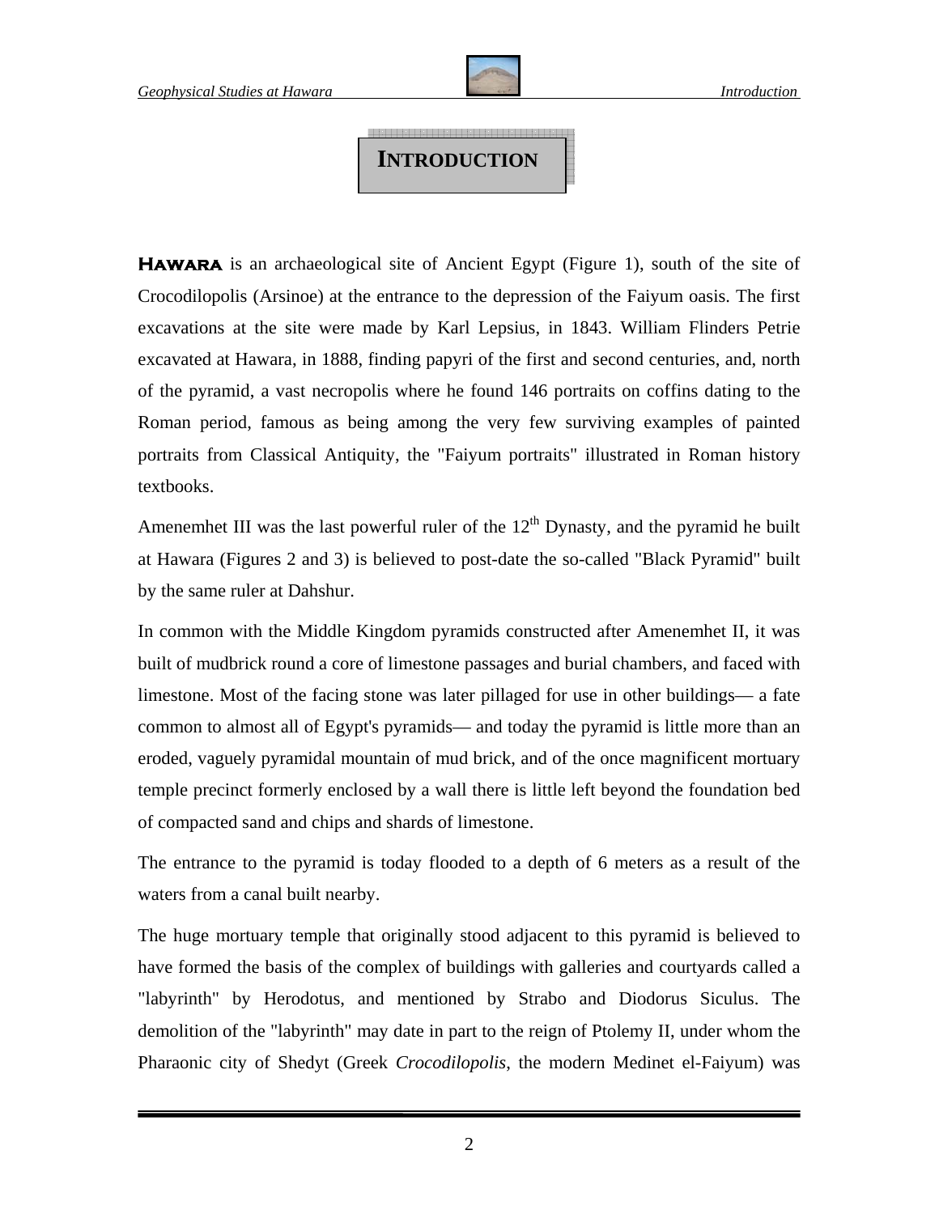# INTRODUCTION

**HAWARA** is an archaeological site of Ancient Egypt (Figure 1), south of the site of Crocodilopolis (Arsinoe) at the entrance to the depression of the Faiyum oasis. The first excavations at the site were made by Karl Lepsius, in 1843. William Flinders Petrie excavated at Hawara, in 1888, finding papyri of the first and second centuries, and, north of the pyramid, a vast necropolis where he found 146 portraits on coffins dating to the Roman period, famous as being among the very few surviving examples of painted portraits from Classical Antiquity, the "Faiyum portraits" illustrated in Roman history textbooks.

Amenemhet III was the last powerful ruler of the 12th Dynasty, and the pyramid he built at Hawara (Figures 2 and 3) is believed to post-date the so-called "Black Pyramid" built by the same ruler at Dahshur.

In common with the Middle Kingdom pyramids constructed after Amenemhet II, it was built of mudbrick round a core of limestone passages and burial chambers, and faced with limestone. Most of the facing stone was later pillaged for use in other buildings— a fate common to almost all of Egypt's pyramids— and today the pyramid is little more than an eroded, vaguely pyramidal mountain of mud brick, and of the once magnificent mortuary temple precinct formerly enclosed by a wall there is little left beyond the foundation bed of compacted sand and chips and shards of limestone.

The entrance to the pyramid is today flooded to a depth of 6 meters as a result of the waters from a canal built nearby.

The huge mortuary temple that originally stood adjacent to this pyramid is believed to have formed the basis of the complex of buildings with galleries and courtyards called a "labyrinth" by Herodotus, and mentioned by Strabo and Diodorus Siculus. The demolition of the "labyrinth" may date in part to the reign of Ptolemy II, under whom the Pharaonic city of Shedyt (Greek *Crocodilopolis*, the modern Medinet el-Faiyum) was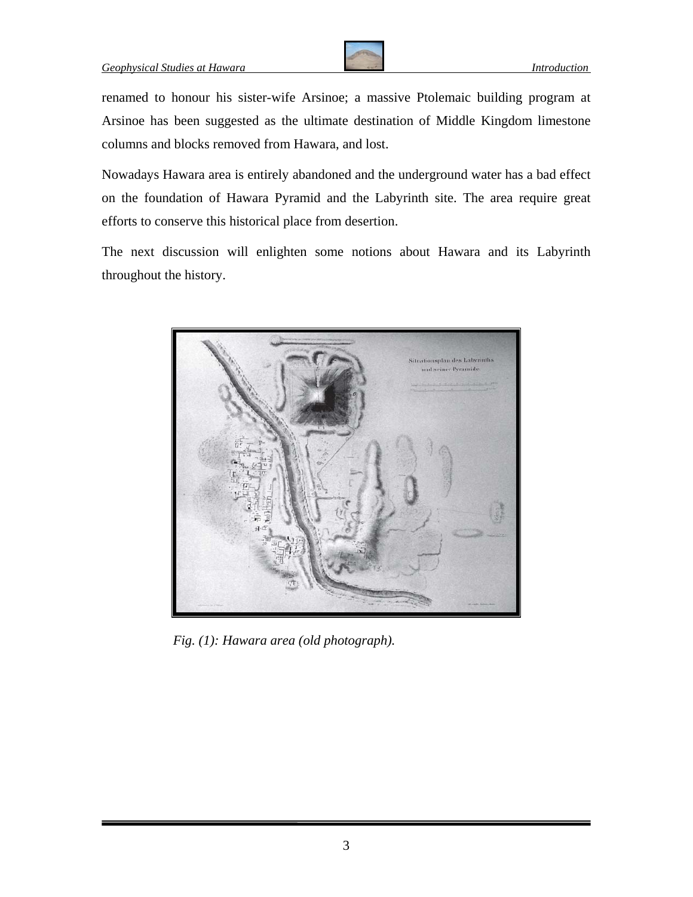renamed to honour his sister-wife Arsinoe; a massive Ptolemaic building program at Arsinoe has been suggested as the ultimate destination of Middle Kingdom limestone columns and blocks removed from Hawara, and lost.

Nowadays Hawara area is entirely abandoned and the underground water has a bad effect on the foundation of Hawara Pyramid and the Labyrinth site. The area require great efforts to conserve this historical place from desertion.

The next discussion will enlighten some notions about Hawara and its Labyrinth throughout the history.

*Fig. (1): Hawara area (old photograph).*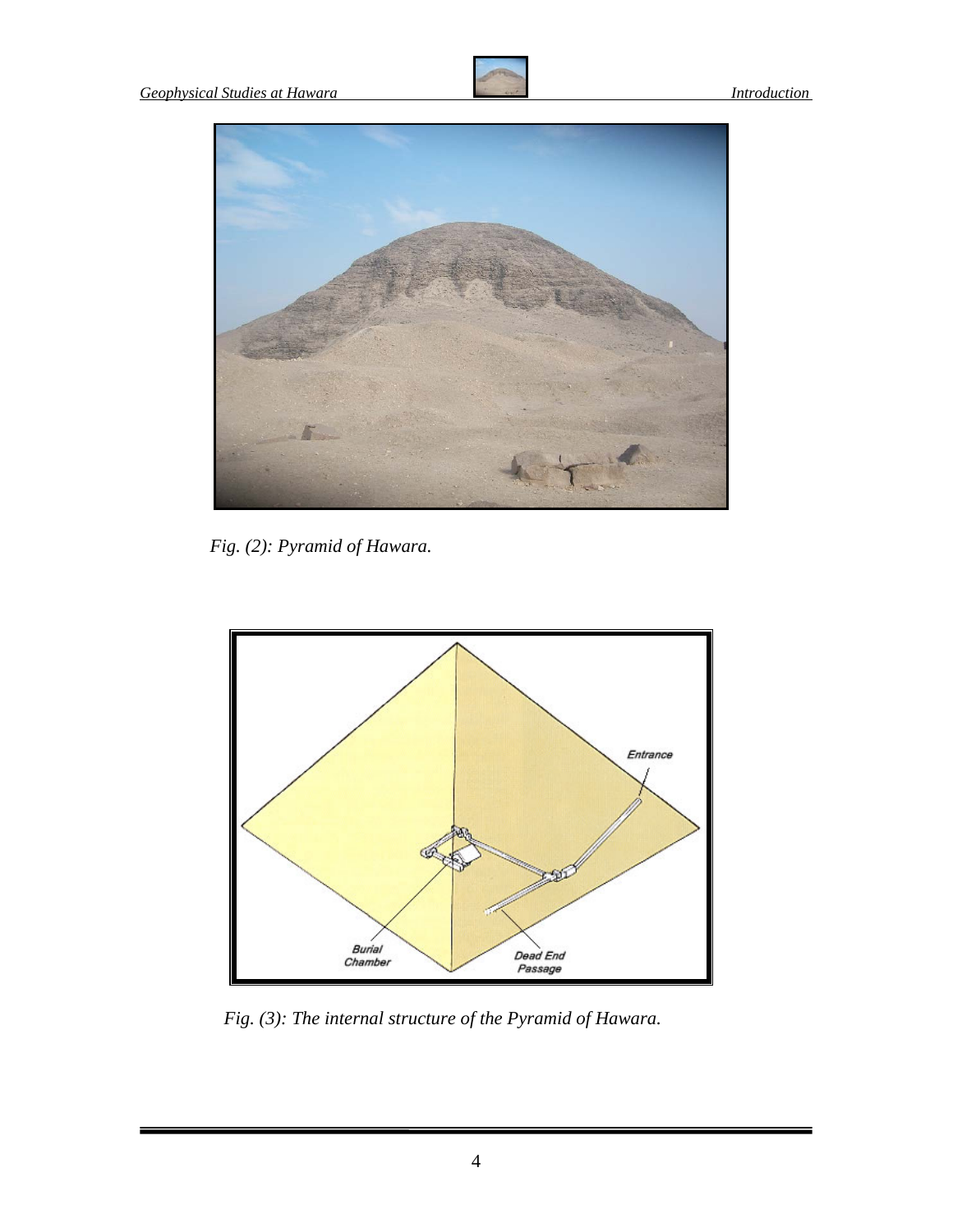*Fig. (2): Pyramid of Hawara.*

*Fig. (3): The internal structure of the Pyramid of Hawara.*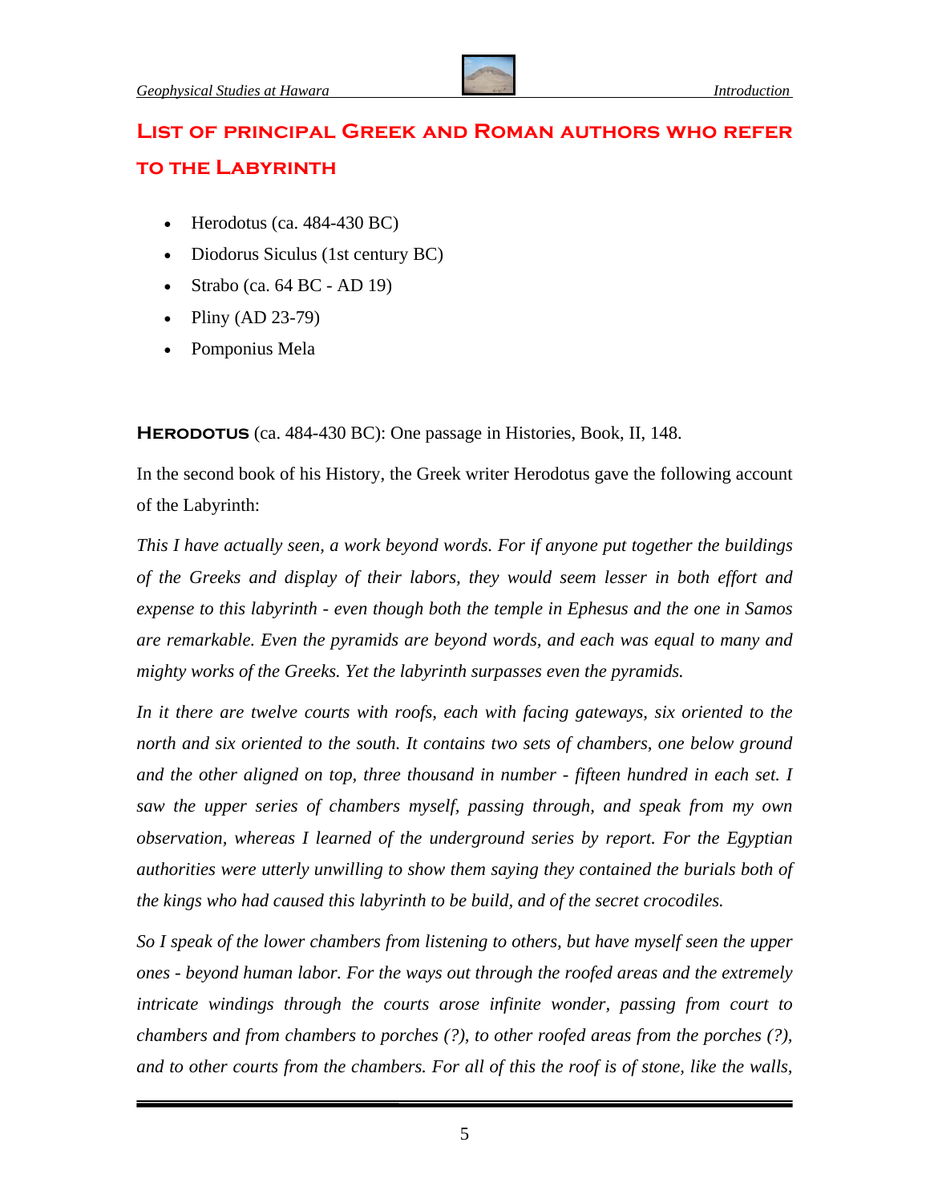## List of principal Greek and Roman authors who refer to the Labyrinth

- Herodotus (ca. 484-430 BC)
- Diodorus Siculus (1st century BC)
- Strabo (ca. 64 BC - AD 19)
- Pliny (AD 23-79)
- Pomponius Mela

**Herodotus** (ca. 484-430 BC): One passage in Histories, Book, II, 148.

In the second book of his History, the Greek writer Herodotus gave the following account of the Labyrinth:

*This I have actually seen, a work beyond words. For if anyone put together the buildings of the Greeks and display of their labors, they would seem lesser in both effort and expense to this labyrinth - even though both the temple in Ephesus and the one in Samos are remarkable. Even the pyramids are beyond words, and each was equal to many and mighty works of the Greeks. Yet the labyrinth surpasses even the pyramids.*

*In it there are twelve courts with roofs, each with facing gateways, six oriented to the north and six oriented to the south. It contains two sets of chambers, one below ground and the other aligned on top, three thousand in number - fifteen hundred in each set. I saw the upper series of chambers myself, passing through, and speak from my own observation, whereas I learned of the underground series by report. For the Egyptian authorities were utterly unwilling to show them saying they contained the burials both of the kings who had caused this labyrinth to be build, and of the secret crocodiles.*

*So I speak of the lower chambers from listening to others, but have myself seen the upper ones - beyond human labor. For the ways out through the roofed areas and the extremely intricate windings through the courts arose infinite wonder, passing from court to chambers and from chambers to porches (?), to other roofed areas from the porches (?), and to other courts from the chambers. For all of this the roof is of stone, like the walls,*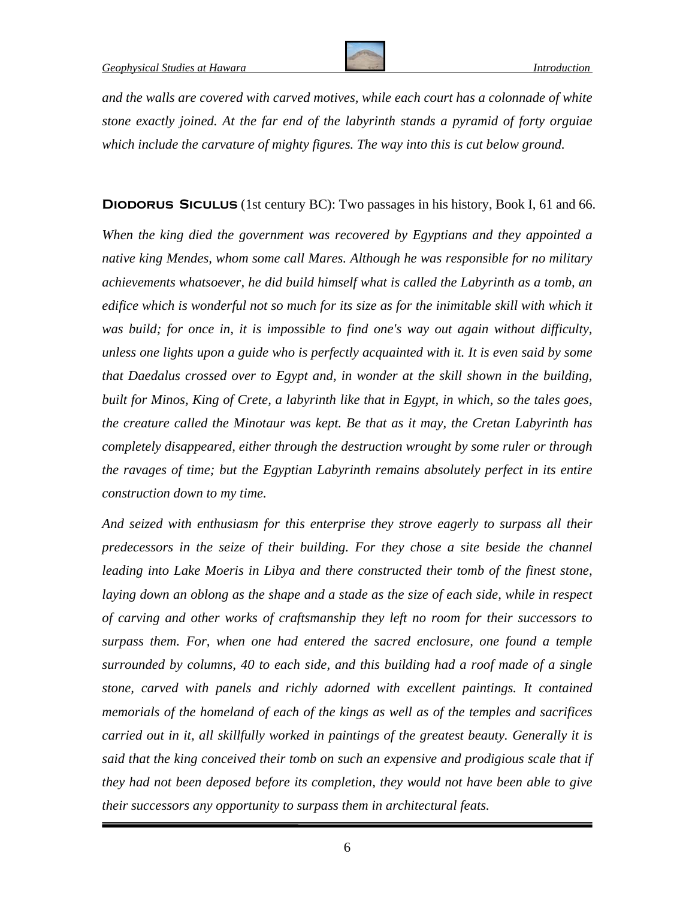*and the walls are covered with carved motives, while each court has a colonnade of white stone exactly joined. At the far end of the labyrinth stands a pyramid of forty orguiae which include the carvature of mighty figures. The way into this is cut below ground.*

**Diodorus Siculus** (1st century BC): Two passages in his history, Book I, 61 and 66.

*When the king died the government was recovered by Egyptians and they appointed a native king Mendes, whom some call Mares. Although he was responsible for no military achievements whatsoever, he did build himself what is called the Labyrinth as a tomb, an edifice which is wonderful not so much for its size as for the inimitable skill with which it was build; for once in, it is impossible to find one's way out again without difficulty, unless one lights upon a guide who is perfectly acquainted with it. It is even said by some that Daedalus crossed over to Egypt and, in wonder at the skill shown in the building, built for Minos, King of Crete, a labyrinth like that in Egypt, in which, so the tales goes, the creature called the Minotaur was kept. Be that as it may, the Cretan Labyrinth has completely disappeared, either through the destruction wrought by some ruler or through the ravages of time; but the Egyptian Labyrinth remains absolutely perfect in its entire construction down to my time.*

*And seized with enthusiasm for this enterprise they strove eagerly to surpass all their predecessors in the seize of their building. For they chose a site beside the channel leading into Lake Moeris in Libya and there constructed their tomb of the finest stone, laying down an oblong as the shape and a stade as the size of each side, while in respect of carving and other works of craftsmanship they left no room for their successors to surpass them. For, when one had entered the sacred enclosure, one found a temple surrounded by columns, 40 to each side, and this building had a roof made of a single stone, carved with panels and richly adorned with excellent paintings. It contained memorials of the homeland of each of the kings as well as of the temples and sacrifices carried out in it, all skillfully worked in paintings of the greatest beauty. Generally it is said that the king conceived their tomb on such an expensive and prodigious scale that if they had not been deposed before its completion, they would not have been able to give their successors any opportunity to surpass them in architectural feats.*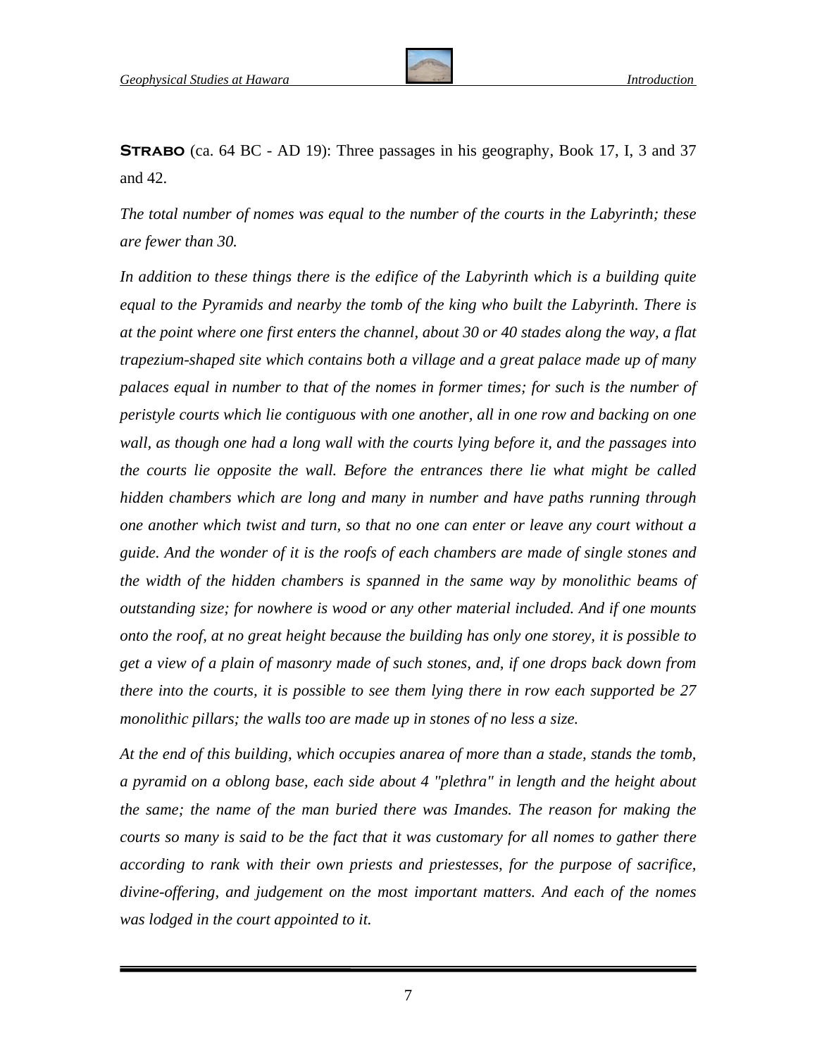**Strabo** (ca. 64 BC - AD 19): Three passages in his geography, Book 17, I, 3 and 37 and 42.

*The total number of nomes was equal to the number of the courts in the Labyrinth; these are fewer than 30.*

*In addition to these things there is the edifice of the Labyrinth which is a building quite equal to the Pyramids and nearby the tomb of the king who built the Labyrinth. There is at the point where one first enters the channel, about 30 or 40 stades along the way, a flat trapezium-shaped site which contains both a village and a great palace made up of many palaces equal in number to that of the nomes in former times; for such is the number of peristyle courts which lie contiguous with one another, all in one row and backing on one wall, as though one had a long wall with the courts lying before it, and the passages into the courts lie opposite the wall. Before the entrances there lie what might be called hidden chambers which are long and many in number and have paths running through one another which twist and turn, so that no one can enter or leave any court without a guide. And the wonder of it is the roofs of each chambers are made of single stones and the width of the hidden chambers is spanned in the same way by monolithic beams of outstanding size; for nowhere is wood or any other material included. And if one mounts onto the roof, at no great height because the building has only one storey, it is possible to get a view of a plain of masonry made of such stones, and, if one drops back down from there into the courts, it is possible to see them lying there in row each supported be 27 monolithic pillars; the walls too are made up in stones of no less a size.*

*At the end of this building, which occupies anarea of more than a stade, stands the tomb, a pyramid on a oblong base, each side about 4 "plethra" in length and the height about the same; the name of the man buried there was Imandes. The reason for making the courts so many is said to be the fact that it was customary for all nomes to gather there according to rank with their own priests and priestesses, for the purpose of sacrifice, divine-offering, and judgement on the most important matters. And each of the nomes was lodged in the court appointed to it.*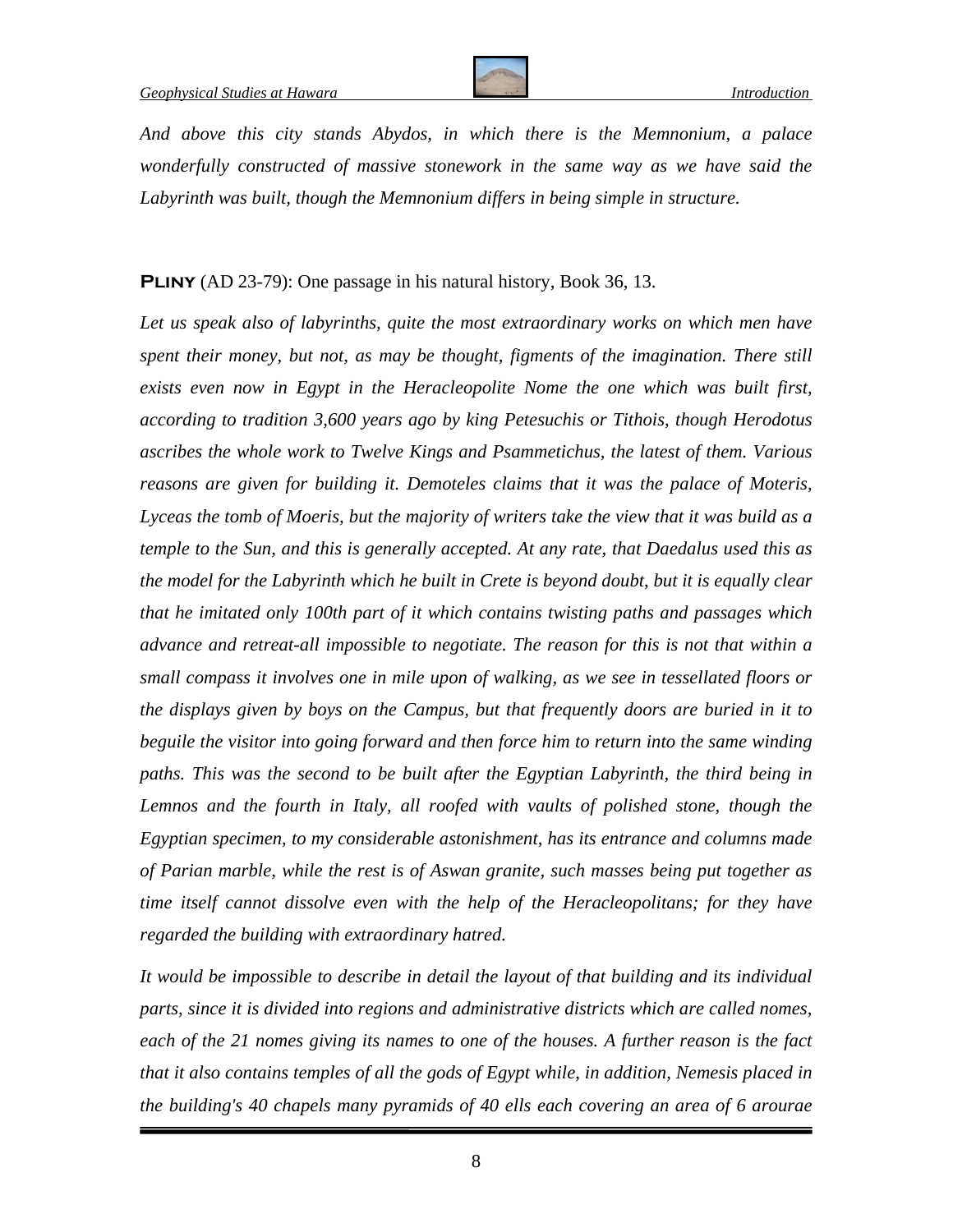*And above this city stands Abydos, in which there is the Memnonium, a palace wonderfully constructed of massive stonework in the same way as we have said the Labyrinth was built, though the Memnonium differs in being simple in structure.*

**Pliny** (AD 23-79): One passage in his natural history, Book 36, 13.

*Let us speak also of labyrinths, quite the most extraordinary works on which men have spent their money, but not, as may be thought, figments of the imagination. There still exists even now in Egypt in the Heracleopolite Nome the one which was built first, according to tradition 3,600 years ago by king Petesuchis or Tithois, though Herodotus ascribes the whole work to Twelve Kings and Psammetichus, the latest of them. Various reasons are given for building it. Demoteles claims that it was the palace of Moteris, Lyceas the tomb of Moeris, but the majority of writers take the view that it was build as a temple to the Sun, and this is generally accepted. At any rate, that Daedalus used this as the model for the Labyrinth which he built in Crete is beyond doubt, but it is equally clear that he imitated only 100th part of it which contains twisting paths and passages which advance and retreat-all impossible to negotiate. The reason for this is not that within a small compass it involves one in mile upon of walking, as we see in tessellated floors or the displays given by boys on the Campus, but that frequently doors are buried in it to beguile the visitor into going forward and then force him to return into the same winding paths. This was the second to be built after the Egyptian Labyrinth, the third being in Lemnos and the fourth in Italy, all roofed with vaults of polished stone, though the Egyptian specimen, to my considerable astonishment, has its entrance and columns made of Parian marble, while the rest is of Aswan granite, such masses being put together as time itself cannot dissolve even with the help of the Heracleopolitans; for they have regarded the building with extraordinary hatred.*

*It would be impossible to describe in detail the layout of that building and its individual parts, since it is divided into regions and administrative districts which are called nomes, each of the 21 nomes giving its names to one of the houses. A further reason is the fact that it also contains temples of all the gods of Egypt while, in addition, Nemesis placed in the building's 40 chapels many pyramids of 40 ells each covering an area of 6 arourae*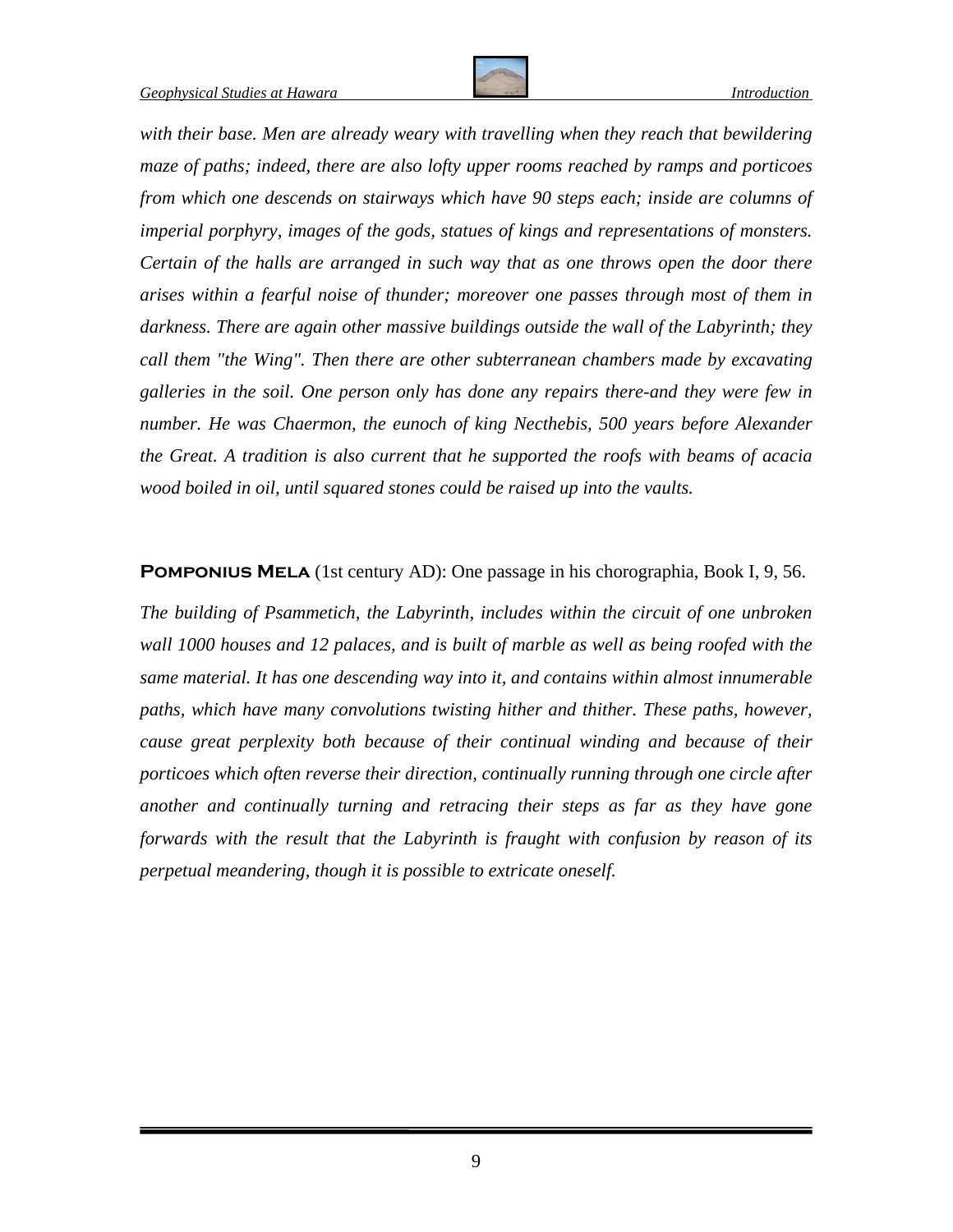*with their base. Men are already weary with travelling when they reach that bewildering maze of paths; indeed, there are also lofty upper rooms reached by ramps and porticoes from which one descends on stairways which have 90 steps each; inside are columns of imperial porphyry, images of the gods, statues of kings and representations of monsters. Certain of the halls are arranged in such way that as one throws open the door there arises within a fearful noise of thunder; moreover one passes through most of them in darkness. There are again other massive buildings outside the wall of the Labyrinth; they call them "the Wing". Then there are other subterranean chambers made by excavating galleries in the soil. One person only has done any repairs there-and they were few in number. He was Chaermon, the eunoch of king Necthebis, 500 years before Alexander the Great. A tradition is also current that he supported the roofs with beams of acacia wood boiled in oil, until squared stones could be raised up into the vaults.*

**Pomponius Mela** (1st century AD): One passage in his chorographia, Book I, 9, 56.

*The building of Psammetich, the Labyrinth, includes within the circuit of one unbroken wall 1000 houses and 12 palaces, and is built of marble as well as being roofed with the same material. It has one descending way into it, and contains within almost innumerable paths, which have many convolutions twisting hither and thither. These paths, however, cause great perplexity both because of their continual winding and because of their porticoes which often reverse their direction, continually running through one circle after another and continually turning and retracing their steps as far as they have gone forwards with the result that the Labyrinth is fraught with confusion by reason of its perpetual meandering, though it is possible to extricate oneself.*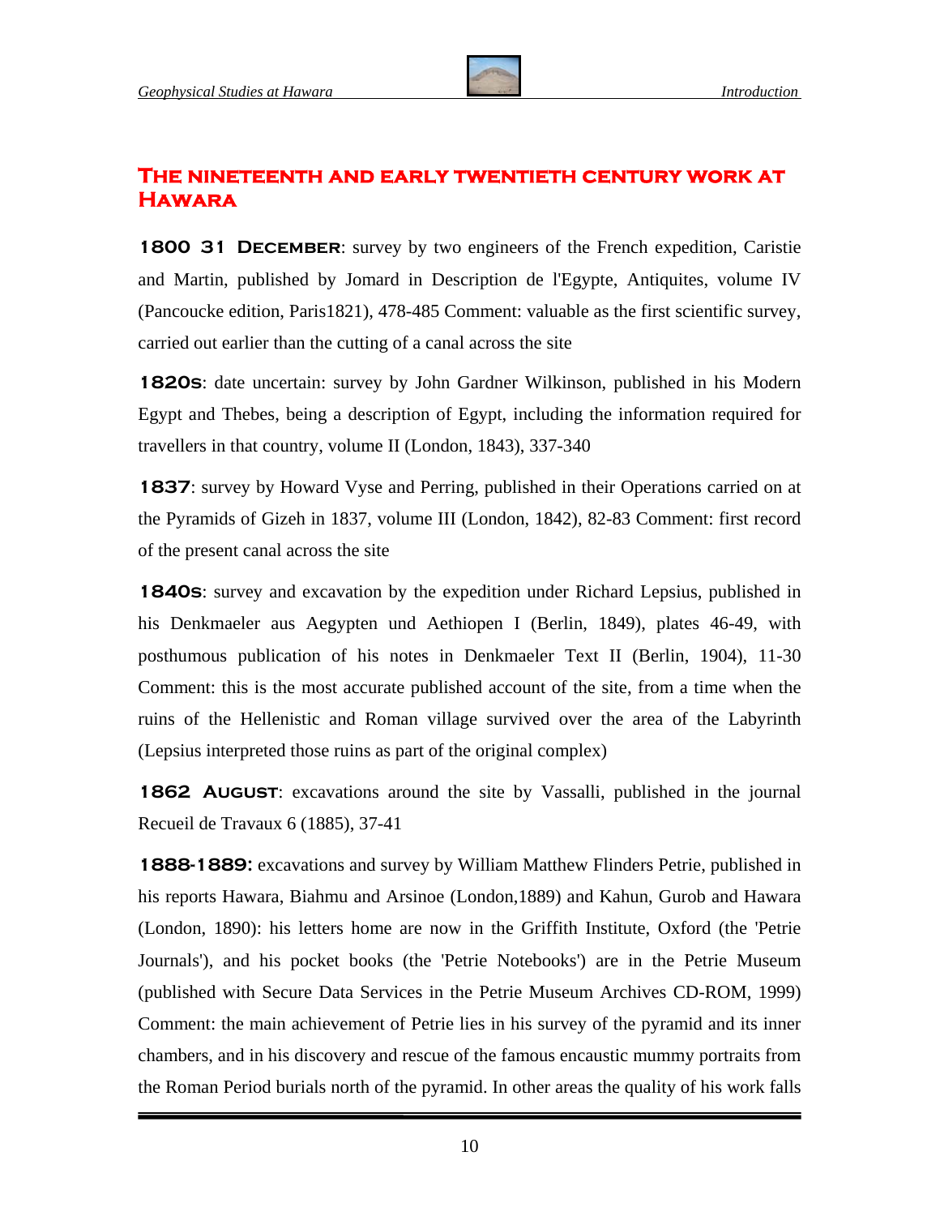## THE NINETEENTH AND EARLY TWENTIETH CENTURY WORK AT HAWARA

**1800 31 DECEMBER**: survey by two engineers of the French expedition, Caristie and Martin, published by Jomard in Description de l'Egypte, Antiquites, volume IV (Pancoucke edition, Paris1821), 478-485 Comment: valuable as the first scientific survey, carried out earlier than the cutting of a canal across the site

**1820S**: date uncertain: survey by John Gardner Wilkinson, published in his Modern Egypt and Thebes, being a description of Egypt, including the information required for travellers in that country, volume II (London, 1843), 337-340

**1837**: survey by Howard Vyse and Perring, published in their Operations carried on at the Pyramids of Gizeh in 1837, volume III (London, 1842), 82-83 Comment: first record of the present canal across the site

**1840S**: survey and excavation by the expedition under Richard Lepsius, published in his Denkmaeler aus Aegypten und Aethiopen I (Berlin, 1849), plates 46-49, with posthumous publication of his notes in Denkmaeler Text II (Berlin, 1904), 11-30 Comment: this is the most accurate published account of the site, from a time when the ruins of the Hellenistic and Roman village survived over the area of the Labyrinth (Lepsius interpreted those ruins as part of the original complex)

**1862 AUGUST**: excavations around the site by Vassalli, published in the journal Recueil de Travaux 6 (1885), 37-41

**1888-1889:** excavations and survey by William Matthew Flinders Petrie, published in his reports Hawara, Biahmu and Arsinoe (London,1889) and Kahun, Gurob and Hawara (London, 1890): his letters home are now in the Griffith Institute, Oxford (the 'Petrie Journals'), and his pocket books (the 'Petrie Notebooks') are in the Petrie Museum (published with Secure Data Services in the Petrie Museum Archives CD-ROM, 1999) Comment: the main achievement of Petrie lies in his survey of the pyramid and its inner chambers, and in his discovery and rescue of the famous encaustic mummy portraits from the Roman Period burials north of the pyramid. In other areas the quality of his work falls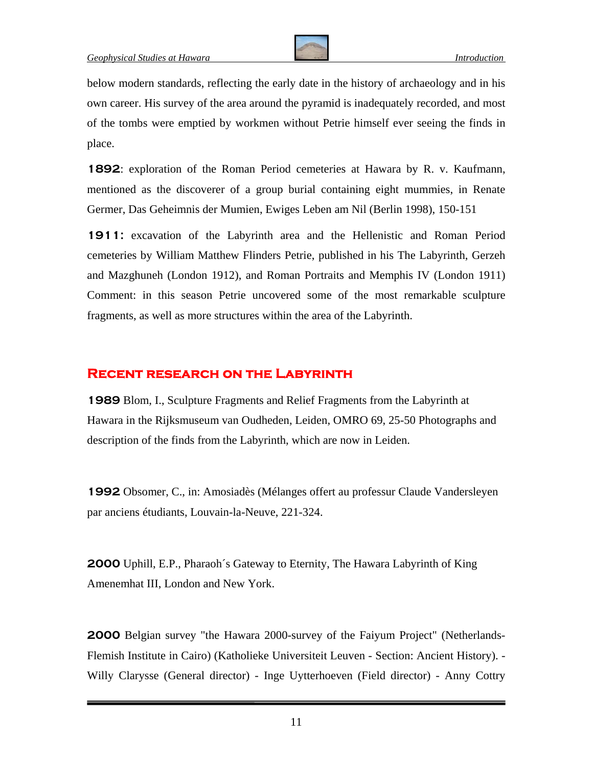below modern standards, reflecting the early date in the history of archaeology and in his own career. His survey of the area around the pyramid is inadequately recorded, and most of the tombs were emptied by workmen without Petrie himself ever seeing the finds in place.

**1892**: exploration of the Roman Period cemeteries at Hawara by R. v. Kaufmann, mentioned as the discoverer of a group burial containing eight mummies, in Renate Germer, Das Geheimnis der Mumien, Ewiges Leben am Nil (Berlin 1998), 150-151

**1911:** excavation of the Labyrinth area and the Hellenistic and Roman Period cemeteries by William Matthew Flinders Petrie, published in his The Labyrinth, Gerzeh and Mazghuneh (London 1912), and Roman Portraits and Memphis IV (London 1911) Comment: in this season Petrie uncovered some of the most remarkable sculpture fragments, as well as more structures within the area of the Labyrinth.

## Recent research on the Labyrinth

**1989** Blom, I., Sculpture Fragments and Relief Fragments from the Labyrinth at Hawara in the Rijksmuseum van Oudheden, Leiden, OMRO 69, 25-50 Photographs and description of the finds from the Labyrinth, which are now in Leiden.

**1992** Obsomer, C., in: Amosiadès (Mélanges offert au professur Claude Vandersleyen par anciens étudiants, Louvain-la-Neuve, 221-324.

**2000** Uphill, E.P., Pharaoh´s Gateway to Eternity, The Hawara Labyrinth of King Amenemhat III, London and New York.

**2000** Belgian survey "the Hawara 2000-survey of the Faiyum Project" (Netherlands-Flemish Institute in Cairo) (Katholieke Universiteit Leuven - Section: Ancient History). - Willy Clarysse (General director) - Inge Uytterhoeven (Field director) - Anny Cottry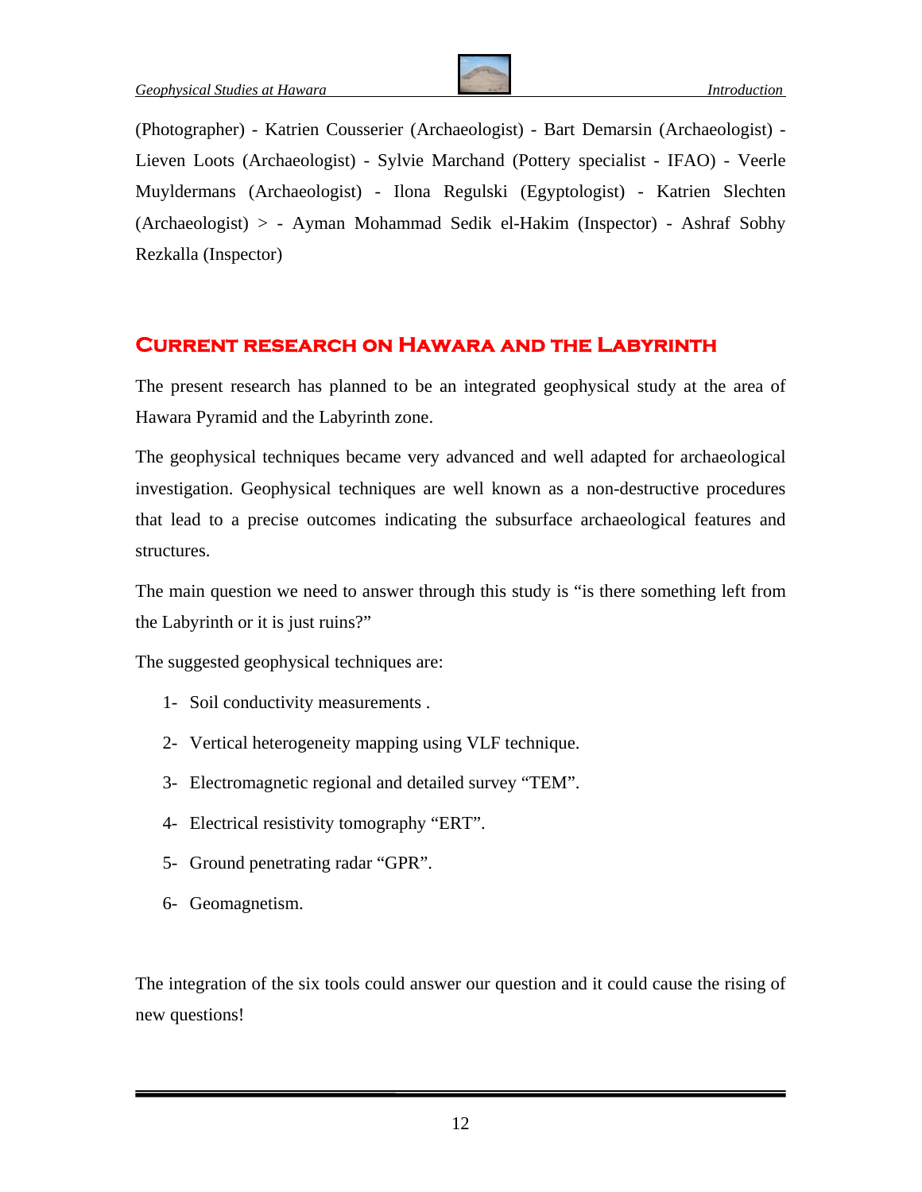(Photographer) - Katrien Cousserier (Archaeologist) - Bart Demarsin (Archaeologist) - Lieven Loots (Archaeologist) - Sylvie Marchand (Pottery specialist - IFAO) - Veerle Muyldermans (Archaeologist) - Ilona Regulski (Egyptologist) - Katrien Slechten (Archaeologist) > - Ayman Mohammad Sedik el-Hakim (Inspector) - Ashraf Sobhy Rezkalla (Inspector)

## Current research on Hawara and the Labyrinth

The present research has planned to be an integrated geophysical study at the area of Hawara Pyramid and the Labyrinth zone.

The geophysical techniques became very advanced and well adapted for archaeological investigation. Geophysical techniques are well known as a non-destructive procedures that lead to a precise outcomes indicating the subsurface archaeological features and structures.

The main question we need to answer through this study is "is there something left from the Labyrinth or it is just ruins?"

The suggested geophysical techniques are:

1- Soil conductivity measurements .
2- Vertical heterogeneity mapping using VLF technique.
3- Electromagnetic regional and detailed survey "TEM".
4- Electrical resistivity tomography "ERT".
5- Ground penetrating radar "GPR".
6- Geomagnetism.

The integration of the six tools could answer our question and it could cause the rising of new questions!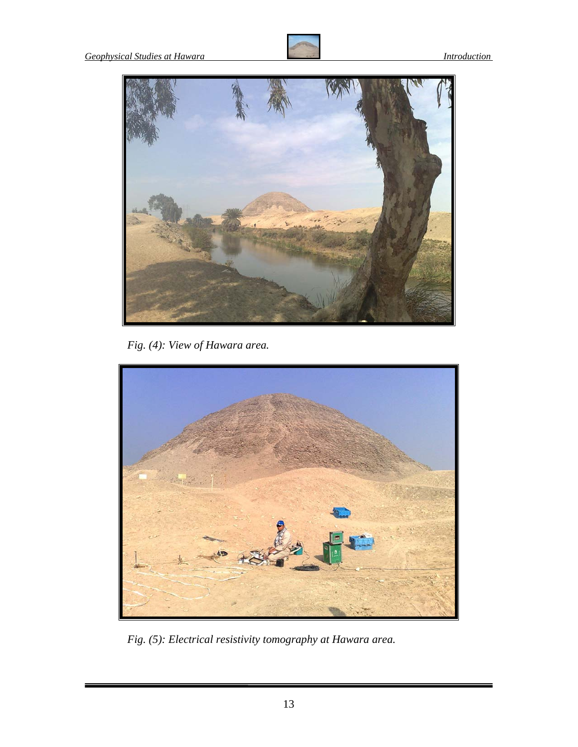*Fig. (4): View of Hawara area.*

*Fig. (5): Electrical resistivity tomography at Hawara area.*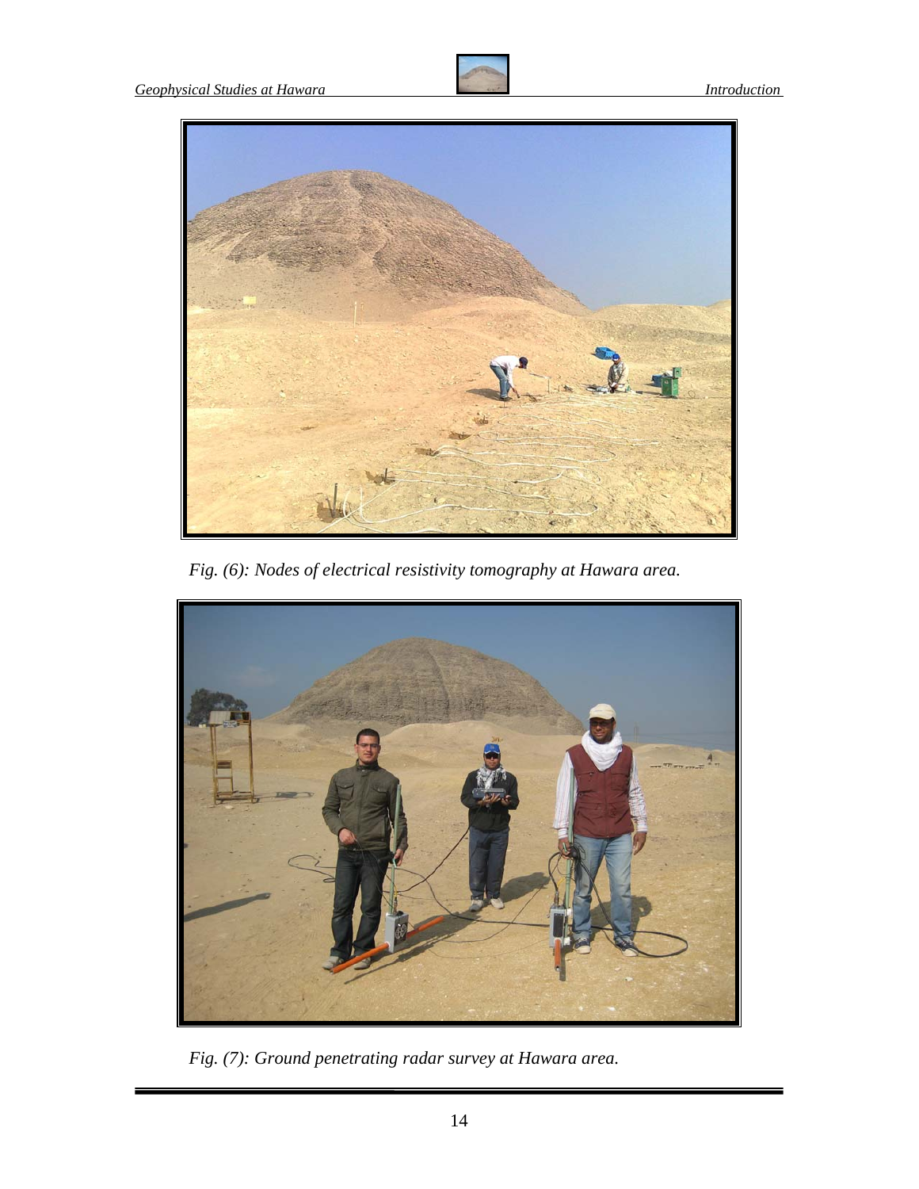*Fig. (6): Nodes of electrical resistivity tomography at Hawara area.*

*Fig. (7): Ground penetrating radar survey at Hawara area.*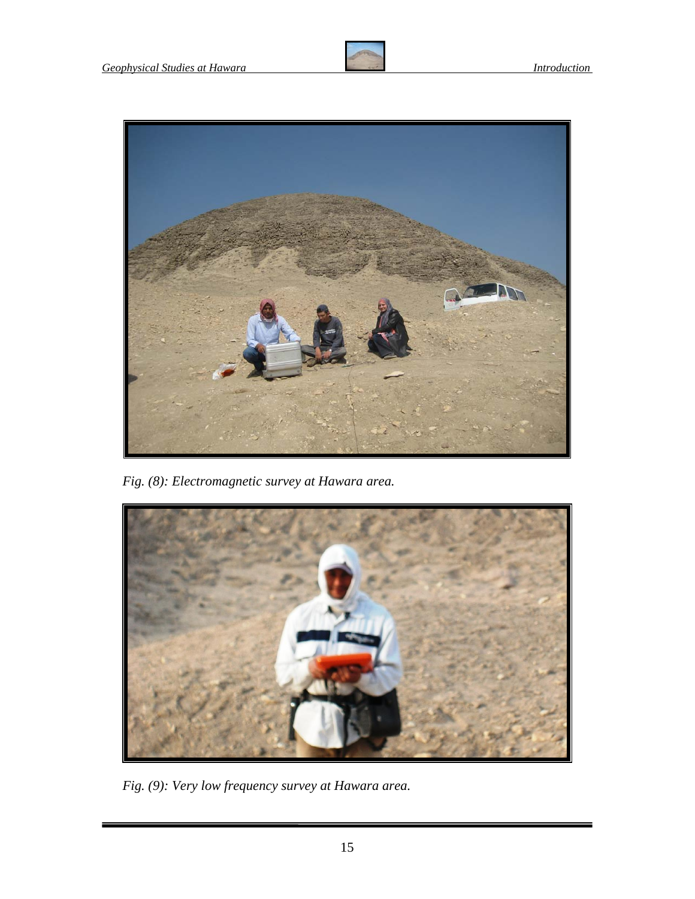Fig. (8): Electromagnetic survey at Hawara area.

Fig. (9): Very low frequency survey at Hawara area.